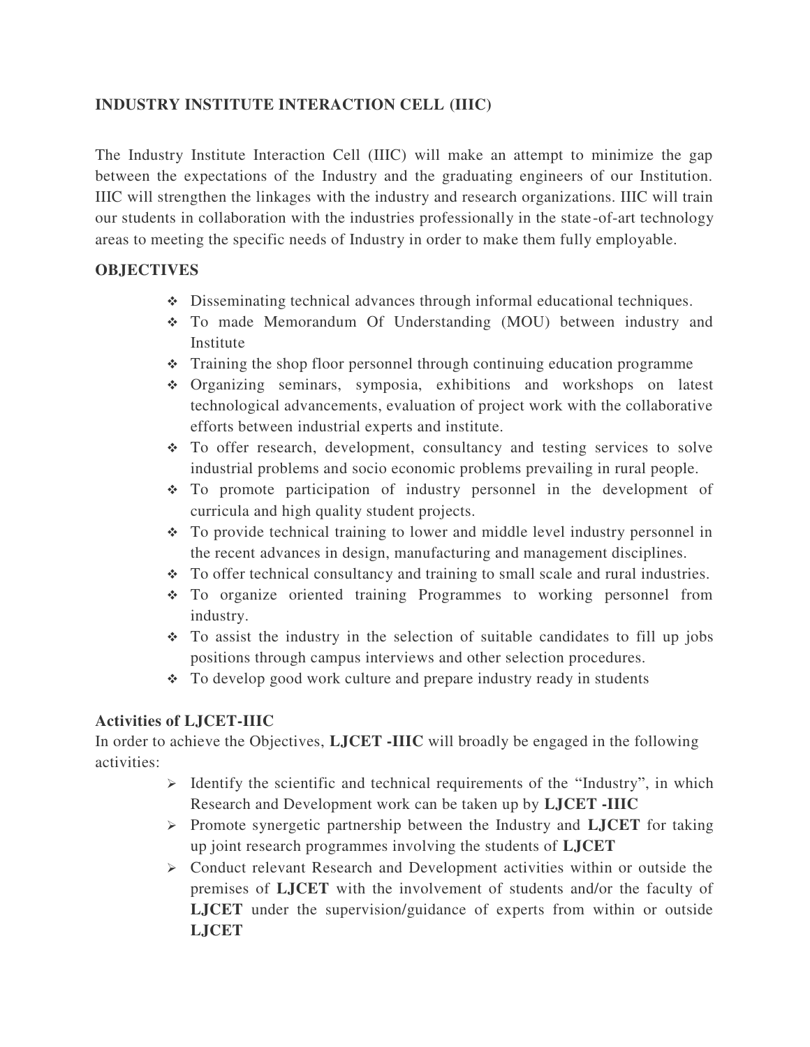**INDUSTRY INSTITUTE INTERACTION CELL (IIIC)**

The Industry Institute Interaction Cell (IIIC) will make an attempt to minimize the gap between the expectations of the Industry and the graduating engineers of our Institution. IIIC will strengthen the linkages with the industry and research organizations. IIIC will train our students in collaboration with the industries professionally in the state-of-art technology areas to meeting the specific needs of Industry in order to make them fully employable.

**OBJECTIVES**

- Disseminating technical advances through informal educational techniques.
- To made Memorandum Of Understanding (MOU) between industry and Institute
- Training the shop floor personnel through continuing education programme
- Organizing seminars, symposia, exhibitions and workshops on latest technological advancements, evaluation of project work with the collaborative efforts between industrial experts and institute.
- To offer research, development, consultancy and testing services to solve industrial problems and socio economic problems prevailing in rural people.
- To promote participation of industry personnel in the development of curricula and high quality student projects.
- To provide technical training to lower and middle level industry personnel in the recent advances in design, manufacturing and management disciplines.
- To offer technical consultancy and training to small scale and rural industries.
- To organize oriented training Programmes to working personnel from industry.
- To assist the industry in the selection of suitable candidates to fill up jobs positions through campus interviews and other selection procedures.
- To develop good work culture and prepare industry ready in students

**Activities of LJCET-IIIC**

In order to achieve the Objectives, **LJCET -IIIC** will broadly be engaged in the following activities:

- Identify the scientific and technical requirements of the "Industry", in which Research and Development work can be taken up by **LJCET -IIIC**
- Promote synergetic partnership between the Industry and **LJCET** for taking up joint research programmes involving the students of **LJCET**
- Conduct relevant Research and Development activities within or outside the premises of **LJCET** with the involvement of students and/or the faculty of **LJCET** under the supervision/guidance of experts from within or outside **LJCET**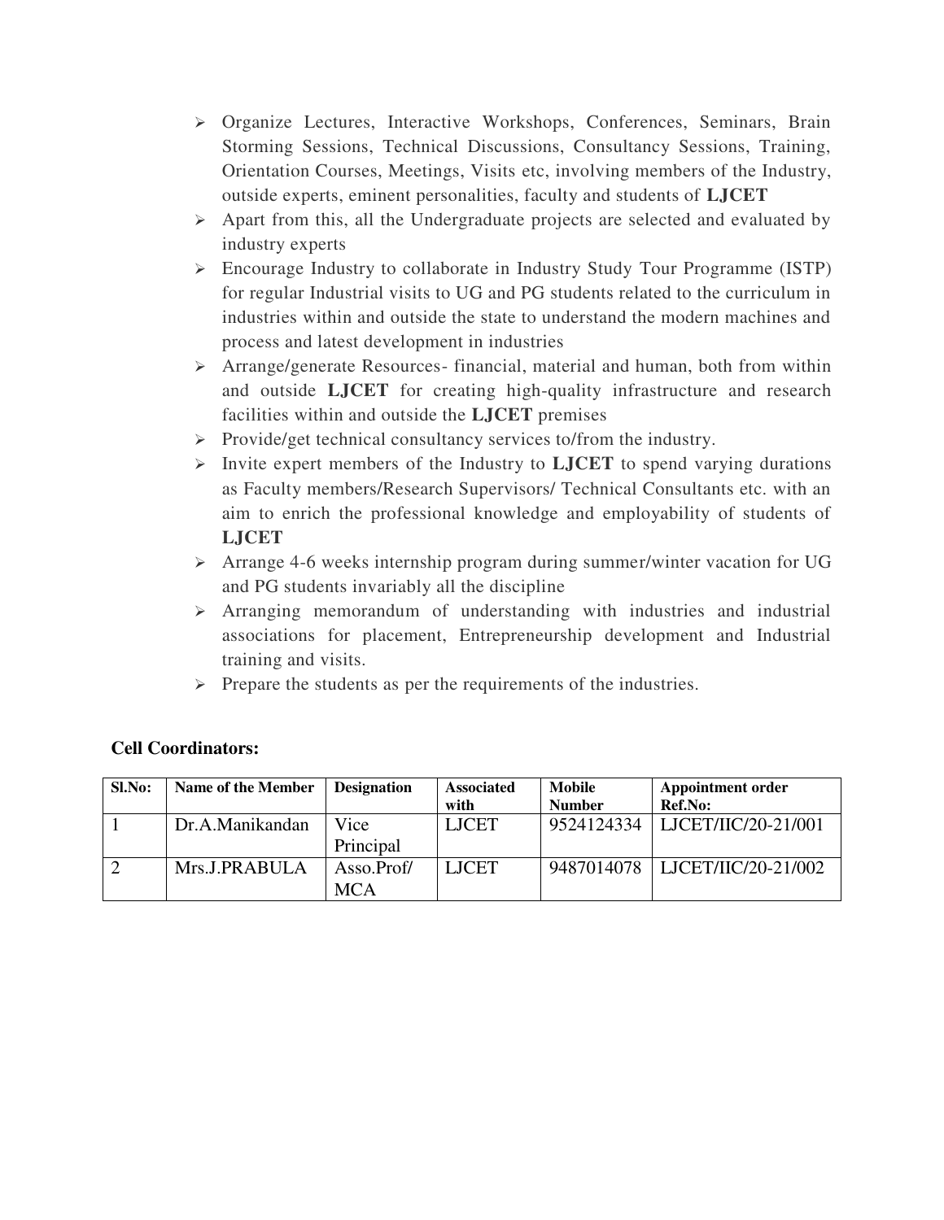- Organize Lectures, Interactive Workshops, Conferences, Seminars, Brain Storming Sessions, Technical Discussions, Consultancy Sessions, Training, Orientation Courses, Meetings, Visits etc, involving members of the Industry, outside experts, eminent personalities, faculty and students of **LJCET**
- Apart from this, all the Undergraduate projects are selected and evaluated by industry experts
- Encourage Industry to collaborate in Industry Study Tour Programme (ISTP) for regular Industrial visits to UG and PG students related to the curriculum in industries within and outside the state to understand the modern machines and process and latest development in industries
- Arrange/generate Resources- financial, material and human, both from within and outside **LJCET** for creating high-quality infrastructure and research facilities within and outside the **LJCET** premises
- Provide/get technical consultancy services to/from the industry.
- Invite expert members of the Industry to **LJCET** to spend varying durations as Faculty members/Research Supervisors/ Technical Consultants etc. with an aim to enrich the professional knowledge and employability of students of **LJCET**
- Arrange 4-6 weeks internship program during summer/winter vacation for UG and PG students invariably all the discipline
- Arranging memorandum of understanding with industries and industrial associations for placement, Entrepreneurship development and Industrial training and visits.
- Prepare the students as per the requirements of the industries.

**Cell Coordinators:**

| Sl.No: | Name of the Member | Designation | Associated with | Mobile Number | Appointment order Ref.No: |
|---|---|---|---|---|---|
| 1 | Dr.A.Manikandan | Vice Principal | LJCET | 9524124334 | LJCET/IIC/20-21/001 |
| 2 | Mrs.J.PRABULA | Asso.Prof/ MCA | LJCET | 9487014078 | LJCET/IIC/20-21/002 |